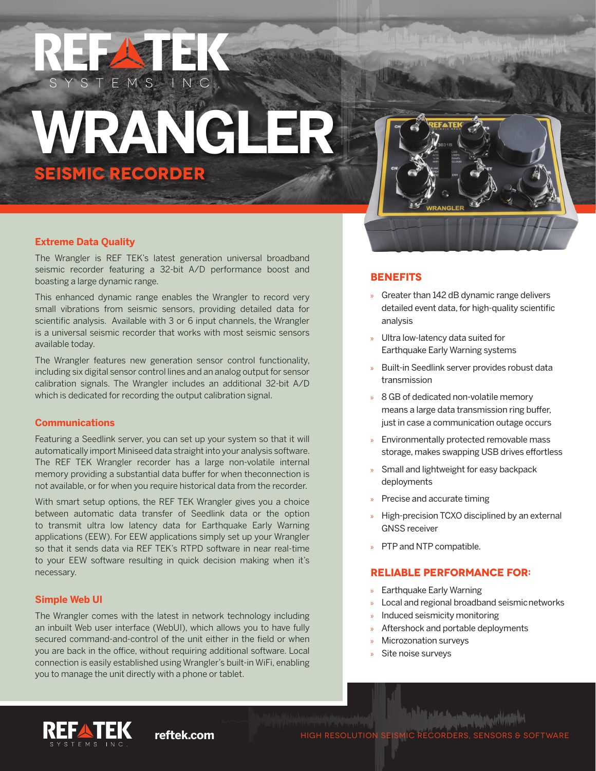# REF TEK SYSTEMS INC.

# WRANGLER

## SEISMIC RECORDER

### Extreme Data Quality

The Wrangler is REF TEK's latest generation universal broadband seismic recorder featuring a 32-bit A/D performance boost and boasting a large dynamic range.

This enhanced dynamic range enables the Wrangler to record very small vibrations from seismic sensors, providing detailed data for scientific analysis. Available with 3 or 6 input channels, the Wrangler is a universal seismic recorder that works with most seismic sensors available today.

The Wrangler features new generation sensor control functionality, including six digital sensor control lines and an analog output for sensor calibration signals. The Wrangler includes an additional 32-bit A/D which is dedicated for recording the output calibration signal.

### Communications

Featuring a Seedlink server, you can set up your system so that it will automatically import Miniseed data straight into your analysis software. The REF TEK Wrangler recorder has a large non-volatile internal memory providing a substantial data buffer for when theconnection is not available, or for when you require historical data from the recorder.

With smart setup options, the REF TEK Wrangler gives you a choice between automatic data transfer of Seedlink data or the option to transmit ultra low latency data for Earthquake Early Warning applications (EEW). For EEW applications simply set up your Wrangler so that it sends data via REF TEK's RTPD software in near real-time to your EEW software resulting in quick decision making when it's necessary.

### Simple Web UI

The Wrangler comes with the latest in network technology including an inbuilt Web user interface (WebUI), which allows you to have fully secured command-and-control of the unit either in the field or when you are back in the office, without requiring additional software. Local connection is easily established using Wrangler's built-in WiFi, enabling you to manage the unit directly with a phone or tablet.

## BENEFITS

- Greater than 142 dB dynamic range delivers detailed event data, for high-quality scientific analysis
- Ultra low-latency data suited for Earthquake Early Warning systems
- Built-in Seedlink server provides robust data transmission
- 8 GB of dedicated non-volatile memory means a large data transmission ring buffer, just in case a communication outage occurs
- Environmentally protected removable mass storage, makes swapping USB drives effortless
- Small and lightweight for easy backpack deployments
- Precise and accurate timing
- High-precision TCXO disciplined by an external GNSS receiver
- PTP and NTP compatible.

## RELIABLE PERFORMANCE FOR:

- Earthquake Early Warning
- Local and regional broadband seismic networks
- Induced seismicity monitoring
- Aftershock and portable deployments
- Microzonation surveys
- Site noise surveys

REF TEK SYSTEMS INC. reftek.com HIGH RESOLUTION SEISMIC RECORDERS, SENSORS & SOFTWARE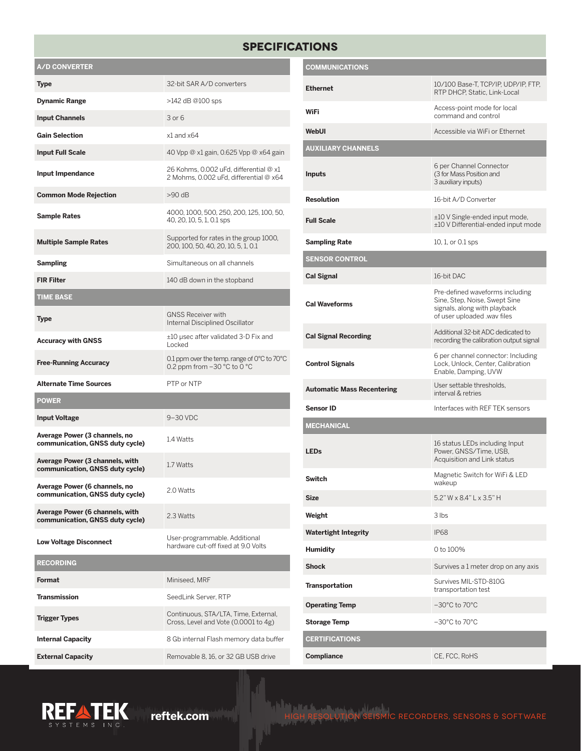# SPECIFICATIONS

## A/D CONVERTER

| | |
|---|---|
| **Type** | 32-bit SAR A/D converters |
| **Dynamic Range** | >142 dB @100 sps |
| **Input Channels** | 3 or 6 |
| **Gain Selection** | x1 and x64 |
| **Input Full Scale** | 40 Vpp @ x1 gain, 0.625 Vpp @ x64 gain |
| **Input Impendance** | 26 Kohms, 0.002 uFd, differential @ x1<br>2 Mohms, 0.002 uFd, differential @ x64 |
| **Common Mode Rejection** | >90 dB |
| **Sample Rates** | 4000, 1000, 500, 250, 200, 125, 100, 50, 40, 20, 10, 5, 1, 0.1 sps |
| **Multiple Sample Rates** | Supported for rates in the group 1000, 200, 100, 50, 40, 20, 10, 5, 1, 0.1 |
| **Sampling** | Simultaneous on all channels |
| **FIR Filter** | 140 dB down in the stopband |

## TIME BASE

| | |
|---|---|
| **Type** | GNSS Receiver with Internal Disciplined Oscillator |
| **Accuracy with GNSS** | ±10 µsec after validated 3-D Fix and Locked |
| **Free-Running Accuracy** | 0.1 ppm over the temp. range of 0°C to 70°C<br>0.2 ppm from −30 °C to 0 °C |
| **Alternate Time Sources** | PTP or NTP |

## POWER

| | |
|---|---|
| **Input Voltage** | 9–30 VDC |
| **Average Power (3 channels, no communication, GNSS duty cycle)** | 1.4 Watts |
| **Average Power (3 channels, with communication, GNSS duty cycle)** | 1.7 Watts |
| **Average Power (6 channels, no communication, GNSS duty cycle)** | 2.0 Watts |
| **Average Power (6 channels, with communication, GNSS duty cycle)** | 2.3 Watts |
| **Low Voltage Disconnect** | User-programmable. Additional hardware cut-off fixed at 9.0 Volts |

## RECORDING

| | |
|---|---|
| **Format** | Miniseed, MRF |
| **Transmission** | SeedLink Server, RTP |
| **Trigger Types** | Continuous, STA/LTA, Time, External, Cross, Level and Vote (0.0001 to 4g) |
| **Internal Capacity** | 8 Gb internal Flash memory data buffer |
| **External Capacity** | Removable 8, 16, or 32 GB USB drive |

## COMMUNICATIONS

| | |
|---|---|
| **Ethernet** | 10/100 Base-T, TCP/IP, UDP/IP, FTP, RTP DHCP, Static, Link-Local |
| **WiFi** | Access-point mode for local command and control |
| **WebUI** | Accessible via WiFi or Ethernet |

## AUXILIARY CHANNELS

| | |
|---|---|
| **Inputs** | 6 per Channel Connector (3 for Mass Position and 3 auxiliary inputs) |
| **Resolution** | 16-bit A/D Converter |
| **Full Scale** | ±10 V Single-ended input mode,<br>±10 V Differential-ended input mode |
| **Sampling Rate** | 10, 1, or 0.1 sps |

## SENSOR CONTROL

| | |
|---|---|
| **Cal Signal** | 16-bit DAC |
| **Cal Waveforms** | Pre-defined waveforms including Sine, Step, Noise, Swept Sine signals, along with playback of user uploaded .wav files |
| **Cal Signal Recording** | Additional 32-bit ADC dedicated to recording the calibration output signal |
| **Control Signals** | 6 per channel connector: Including Lock, Unlock, Center, Calibration Enable, Damping, UVW |
| **Automatic Mass Recentering** | User settable thresholds, interval & retries |
| **Sensor ID** | Interfaces with REF TEK sensors |

## MECHANICAL

| | |
|---|---|
| **LEDs** | 16 status LEDs including Input Power, GNSS/Time, USB, Acquisition and Link status |
| **Switch** | Magnetic Switch for WiFi & LED wakeup |
| **Size** | 5.2" W x 8.4" L x 3.5" H |
| **Weight** | 3 lbs |
| **Watertight Integrity** | IP68 |
| **Humidity** | 0 to 100% |
| **Shock** | Survives a 1 meter drop on any axis |
| **Transportation** | Survives MIL-STD-810G transportation test |
| **Operating Temp** | −30°C to 70°C |
| **Storage Temp** | −30°C to 70°C |

## CERTIFICATIONS

| | |
|---|---|
| **Compliance** | CE, FCC, RoHS |

REFTEK SYSTEMS INC.  reftek.com  HIGH RESOLUTION SEISMIC RECORDERS, SENSORS & SOFTWARE